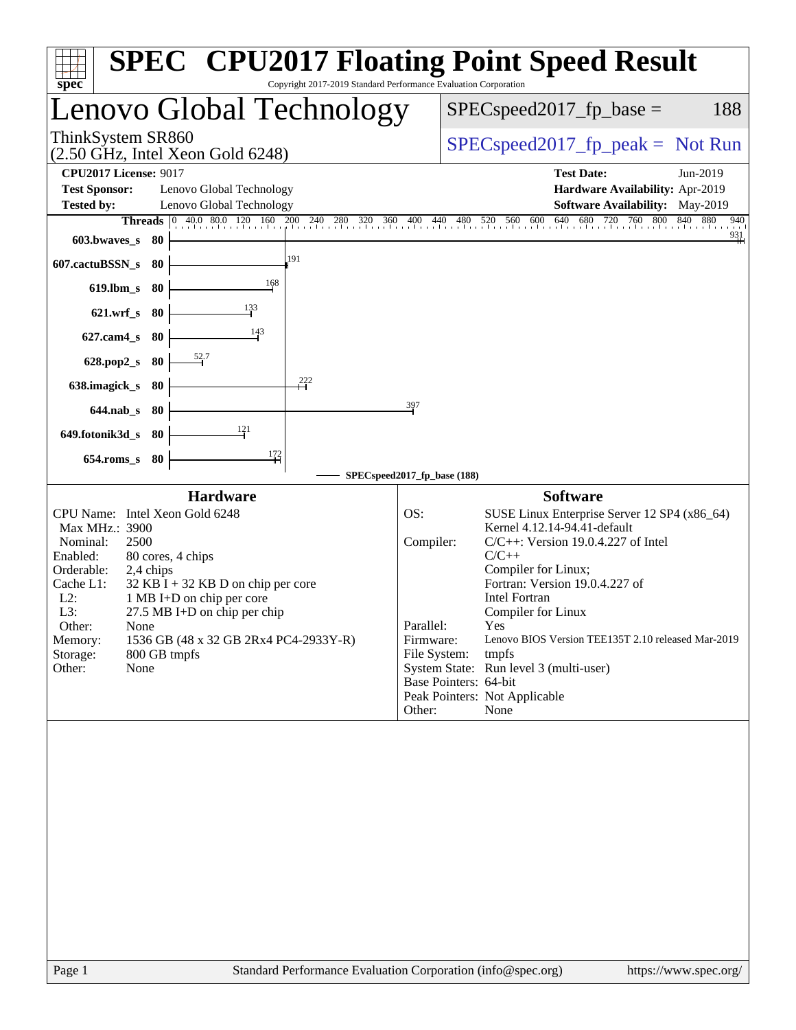# SPEC CPU2017 Floating Point Speed Result

Copyright 2017-2019 Standard Performance Evaluation Corporation

## Lenovo Global Technology

ThinkSystem SR860
(2.50 GHz, Intel Xeon Gold 6248)

SPECspeed2017_fp_base = 188

SPECspeed2017_fp_peak = Not Run

**CPU2017 License:** 9017
**Test Sponsor:** Lenovo Global Technology
**Tested by:** Lenovo Global Technology

**Test Date:** Jun-2019
**Hardware Availability:** Apr-2019
**Software Availability:** May-2019

| Benchmark | Threads | Base Result |
|---|---|---|
| 603.bwaves_s | 80 | 931 |
| 607.cactuBSSN_s | 80 | 191 |
| 619.lbm_s | 80 | 168 |
| 621.wrf_s | 80 | 133 |
| 627.cam4_s | 80 | 143 |
| 628.pop2_s | 80 | 52.7 |
| 638.imagick_s | 80 | 222 |
| 644.nab_s | 80 | 397 |
| 649.fotonik3d_s | 80 | 121 |
| 654.roms_s | 80 | 172 |

SPECspeed2017_fp_base (188)

### Hardware

- CPU Name: Intel Xeon Gold 6248
- Max MHz.: 3900
- Nominal: 2500
- Enabled: 80 cores, 4 chips
- Orderable: 2,4 chips
- Cache L1: 32 KB I + 32 KB D on chip per core
- L2: 1 MB I+D on chip per core
- L3: 27.5 MB I+D on chip per chip
- Other: None
- Memory: 1536 GB (48 x 32 GB 2Rx4 PC4-2933Y-R)
- Storage: 800 GB tmpfs
- Other: None

### Software

- OS: SUSE Linux Enterprise Server 12 SP4 (x86_64) Kernel 4.12.14-94.41-default
- Compiler: C/C++: Version 19.0.4.227 of Intel C/C++ Compiler for Linux; Fortran: Version 19.0.4.227 of Intel Fortran Compiler for Linux
- Parallel: Yes
- Firmware: Lenovo BIOS Version TEE135T 2.10 released Mar-2019
- File System: tmpfs
- System State: Run level 3 (multi-user)
- Base Pointers: 64-bit
- Peak Pointers: Not Applicable
- Other: None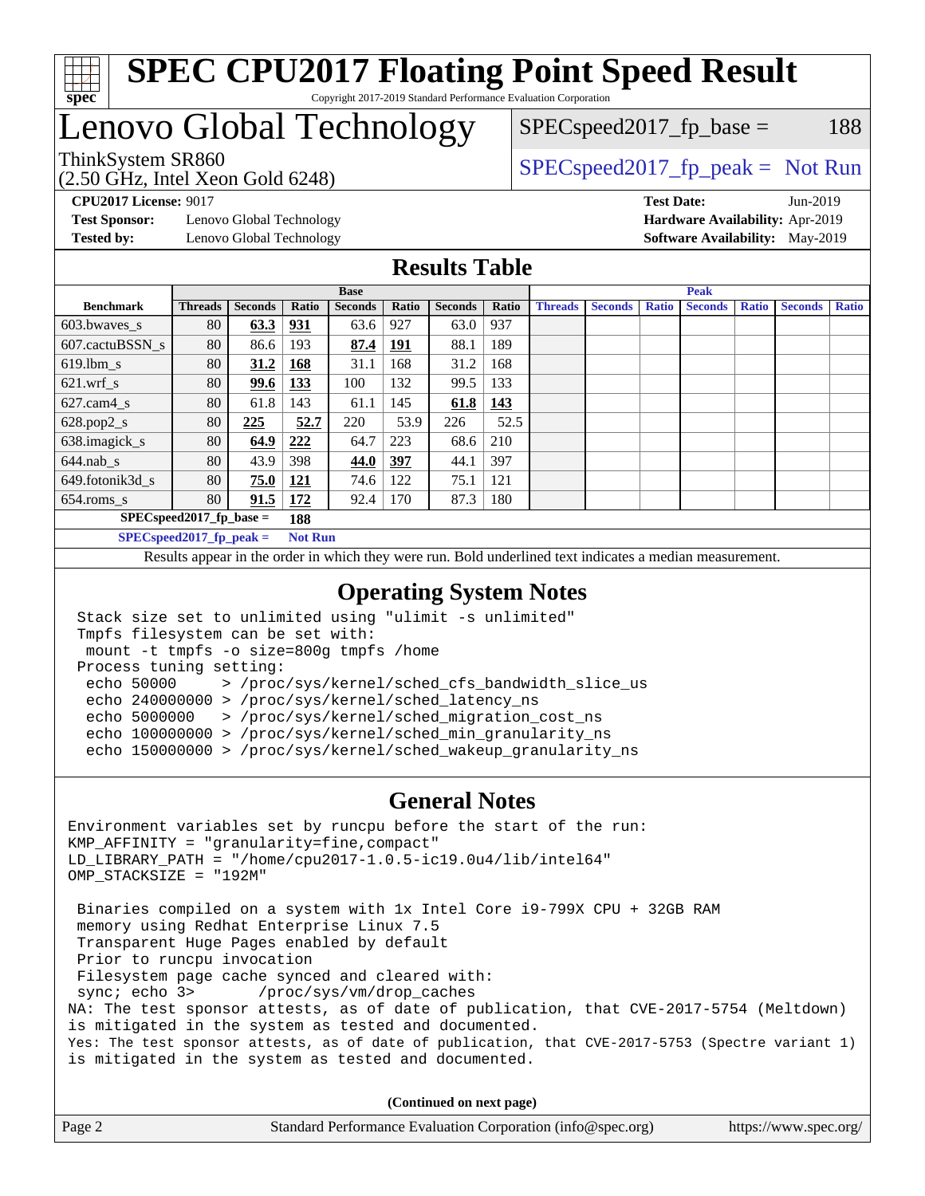# SPEC CPU2017 Floating Point Speed Result

Copyright 2017-2019 Standard Performance Evaluation Corporation

# Lenovo Global Technology

ThinkSystem SR860
(2.50 GHz, Intel Xeon Gold 6248)

SPECspeed2017_fp_base = 188

SPECspeed2017_fp_peak = Not Run

**CPU2017 License:** 9017
**Test Sponsor:** Lenovo Global Technology
**Tested by:** Lenovo Global Technology

**Test Date:** Jun-2019
**Hardware Availability:** Apr-2019
**Software Availability:** May-2019

## Results Table

| Benchmark | Base | | | | | | | Peak | | | | | | |
|---|---|---|---|---|---|---|---|---|---|---|---|---|---|---|
| | Threads | Seconds | Ratio | Seconds | Ratio | Seconds | Ratio | Threads | Seconds | Ratio | Seconds | Ratio | Seconds | Ratio |
| 603.bwaves_s | 80 | **63.3** | **931** | 63.6 | 927 | 63.0 | 937 | | | | | | | |
| 607.cactuBSSN_s | 80 | 86.6 | 193 | **87.4** | **191** | 88.1 | 189 | | | | | | | |
| 619.lbm_s | 80 | **31.2** | **168** | 31.1 | 168 | 31.2 | 168 | | | | | | | |
| 621.wrf_s | 80 | **99.6** | **133** | 100 | 132 | 99.5 | 133 | | | | | | | |
| 627.cam4_s | 80 | 61.8 | 143 | 61.1 | 145 | **61.8** | **143** | | | | | | | |
| 628.pop2_s | 80 | **225** | **52.7** | 220 | 53.9 | 226 | 52.5 | | | | | | | |
| 638.imagick_s | 80 | **64.9** | **222** | 64.7 | 223 | 68.6 | 210 | | | | | | | |
| 644.nab_s | 80 | 43.9 | 398 | **44.0** | **397** | 44.1 | 397 | | | | | | | |
| 649.fotonik3d_s | 80 | **75.0** | **121** | 74.6 | 122 | 75.1 | 121 | | | | | | | |
| 654.roms_s | 80 | **91.5** | **172** | 92.4 | 170 | 87.3 | 180 | | | | | | | |
| SPECspeed2017_fp_base = | | 188 | | | | | | | | | | | | |
| SPECspeed2017_fp_peak = | | Not Run | | | | | | | | | | | | |

Results appear in the order in which they were run. Bold underlined text indicates a median measurement.

## Operating System Notes

```
Stack size set to unlimited using "ulimit -s unlimited"
Tmpfs filesystem can be set with:
 mount -t tmpfs -o size=800g tmpfs /home
Process tuning setting:
 echo 50000     > /proc/sys/kernel/sched_cfs_bandwidth_slice_us
 echo 240000000 > /proc/sys/kernel/sched_latency_ns
 echo 5000000   > /proc/sys/kernel/sched_migration_cost_ns
 echo 100000000 > /proc/sys/kernel/sched_min_granularity_ns
 echo 150000000 > /proc/sys/kernel/sched_wakeup_granularity_ns
```

## General Notes

```
Environment variables set by runcpu before the start of the run:
KMP_AFFINITY = "granularity=fine,compact"
LD_LIBRARY_PATH = "/home/cpu2017-1.0.5-ic19.0u4/lib/intel64"
OMP_STACKSIZE = "192M"

 Binaries compiled on a system with 1x Intel Core i9-799X CPU + 32GB RAM
 memory using Redhat Enterprise Linux 7.5
 Transparent Huge Pages enabled by default
 Prior to runcpu invocation
 Filesystem page cache synced and cleared with:
 sync; echo 3>       /proc/sys/vm/drop_caches
NA: The test sponsor attests, as of date of publication, that CVE-2017-5754 (Meltdown)
is mitigated in the system as tested and documented.
Yes: The test sponsor attests, as of date of publication, that CVE-2017-5753 (Spectre variant 1)
is mitigated in the system as tested and documented.
```

**(Continued on next page)**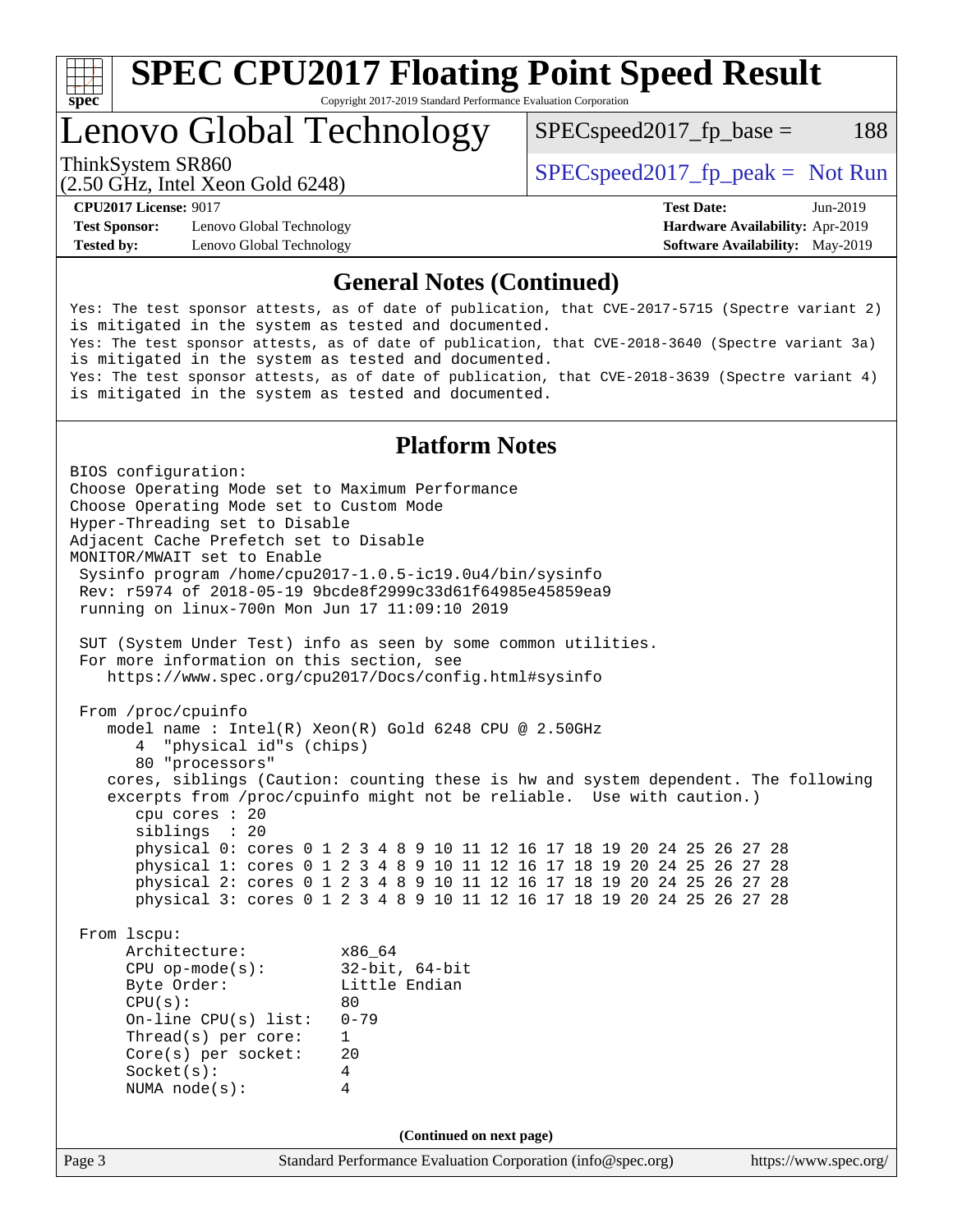# SPEC CPU2017 Floating Point Speed Result

Copyright 2017-2019 Standard Performance Evaluation Corporation

## Lenovo Global Technology

ThinkSystem SR860 (2.50 GHz, Intel Xeon Gold 6248)

SPECspeed2017_fp_base = 188

SPECspeed2017_fp_peak = Not Run

**CPU2017 License:** 9017
**Test Sponsor:** Lenovo Global Technology
**Tested by:** Lenovo Global Technology
**Test Date:** Jun-2019
**Hardware Availability:** Apr-2019
**Software Availability:** May-2019

## General Notes (Continued)

```
Yes: The test sponsor attests, as of date of publication, that CVE-2017-5715 (Spectre variant 2)
is mitigated in the system as tested and documented.
Yes: The test sponsor attests, as of date of publication, that CVE-2018-3640 (Spectre variant 3a)
is mitigated in the system as tested and documented.
Yes: The test sponsor attests, as of date of publication, that CVE-2018-3639 (Spectre variant 4)
is mitigated in the system as tested and documented.
```

## Platform Notes

```
BIOS configuration:
Choose Operating Mode set to Maximum Performance
Choose Operating Mode set to Custom Mode
Hyper-Threading set to Disable
Adjacent Cache Prefetch set to Disable
MONITOR/MWAIT set to Enable
 Sysinfo program /home/cpu2017-1.0.5-ic19.0u4/bin/sysinfo
 Rev: r5974 of 2018-05-19 9bcde8f2999c33d61f64985e45859ea9
 running on linux-700n Mon Jun 17 11:09:10 2019

 SUT (System Under Test) info as seen by some common utilities.
 For more information on this section, see
    https://www.spec.org/cpu2017/Docs/config.html#sysinfo

 From /proc/cpuinfo
    model name : Intel(R) Xeon(R) Gold 6248 CPU @ 2.50GHz
       4  "physical id"s (chips)
       80 "processors"
    cores, siblings (Caution: counting these is hw and system dependent. The following
    excerpts from /proc/cpuinfo might not be reliable.  Use with caution.)
       cpu cores : 20
       siblings  : 20
       physical 0: cores 0 1 2 3 4 8 9 10 11 12 16 17 18 19 20 24 25 26 27 28
       physical 1: cores 0 1 2 3 4 8 9 10 11 12 16 17 18 19 20 24 25 26 27 28
       physical 2: cores 0 1 2 3 4 8 9 10 11 12 16 17 18 19 20 24 25 26 27 28
       physical 3: cores 0 1 2 3 4 8 9 10 11 12 16 17 18 19 20 24 25 26 27 28

 From lscpu:
      Architecture:          x86_64
      CPU op-mode(s):        32-bit, 64-bit
      Byte Order:            Little Endian
      CPU(s):                80
      On-line CPU(s) list:   0-79
      Thread(s) per core:    1
      Core(s) per socket:    20
      Socket(s):             4
      NUMA node(s):          4
```

(Continued on next page)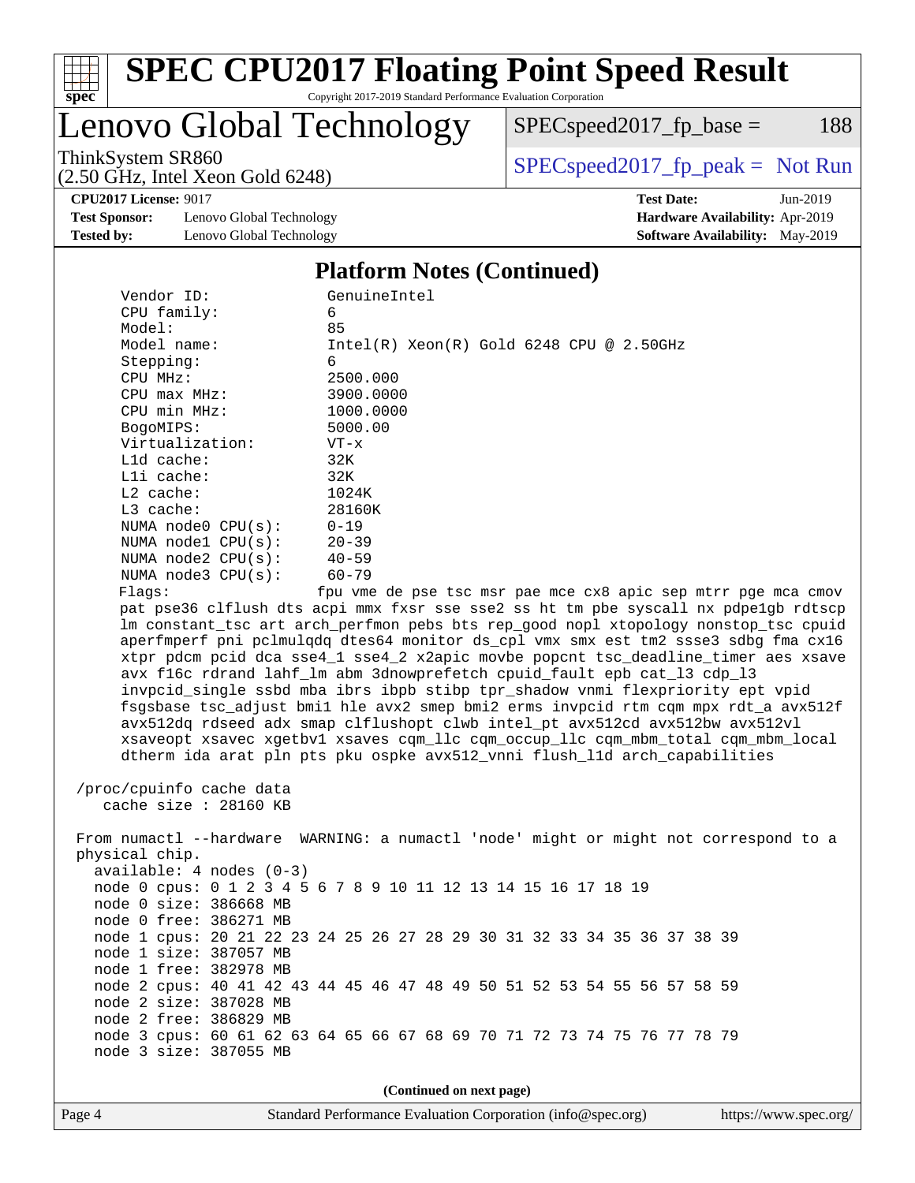# SPEC CPU2017 Floating Point Speed Result

Copyright 2017-2019 Standard Performance Evaluation Corporation

## Lenovo Global Technology

ThinkSystem SR860
(2.50 GHz, Intel Xeon Gold 6248)

SPECspeed2017_fp_base = 188

SPECspeed2017_fp_peak = Not Run

**CPU2017 License:** 9017
**Test Sponsor:** Lenovo Global Technology
**Tested by:** Lenovo Global Technology

**Test Date:** Jun-2019
**Hardware Availability:** Apr-2019
**Software Availability:** May-2019

### Platform Notes (Continued)

```
     Vendor ID:               GenuineIntel
     CPU family:              6
     Model:                   85
     Model name:              Intel(R) Xeon(R) Gold 6248 CPU @ 2.50GHz
     Stepping:                6
     CPU MHz:                 2500.000
     CPU max MHz:             3900.0000
     CPU min MHz:             1000.0000
     BogoMIPS:                5000.00
     Virtualization:          VT-x
     L1d cache:               32K
     L1i cache:               32K
     L2 cache:                1024K
     L3 cache:                28160K
     NUMA node0 CPU(s):       0-19
     NUMA node1 CPU(s):       20-39
     NUMA node2 CPU(s):       40-59
     NUMA node3 CPU(s):       60-79
     Flags:                  fpu vme de pse tsc msr pae mce cx8 apic sep mtrr pge mca cmov
     pat pse36 clflush dts acpi mmx fxsr sse sse2 ss ht tm pbe syscall nx pdpe1gb rdtscp
     lm constant_tsc art arch_perfmon pebs bts rep_good nopl xtopology nonstop_tsc cpuid
     aperfmperf pni pclmulqdq dtes64 monitor ds_cpl vmx smx est tm2 ssse3 sdbg fma cx16
     xtpr pdcm pcid dca sse4_1 sse4_2 x2apic movbe popcnt tsc_deadline_timer aes xsave
     avx f16c rdrand lahf_lm abm 3dnowprefetch cpuid_fault epb cat_l3 cdp_l3
     invpcid_single ssbd mba ibrs ibpb stibp tpr_shadow vnmi flexpriority ept vpid
     fsgsbase tsc_adjust bmi1 hle avx2 smep bmi2 erms invpcid rtm cqm mpx rdt_a avx512f
     avx512dq rdseed adx smap clflushopt clwb intel_pt avx512cd avx512bw avx512vl
     xsaveopt xsavec xgetbv1 xsaves cqm_llc cqm_occup_llc cqm_mbm_total cqm_mbm_local
     dtherm ida arat pln pts pku ospke avx512_vnni flush_l1d arch_capabilities

 /proc/cpuinfo cache data
    cache size : 28160 KB

 From numactl --hardware  WARNING: a numactl 'node' might or might not correspond to a
 physical chip.
   available: 4 nodes (0-3)
   node 0 cpus: 0 1 2 3 4 5 6 7 8 9 10 11 12 13 14 15 16 17 18 19
   node 0 size: 386668 MB
   node 0 free: 386271 MB
   node 1 cpus: 20 21 22 23 24 25 26 27 28 29 30 31 32 33 34 35 36 37 38 39
   node 1 size: 387057 MB
   node 1 free: 382978 MB
   node 2 cpus: 40 41 42 43 44 45 46 47 48 49 50 51 52 53 54 55 56 57 58 59
   node 2 size: 387028 MB
   node 2 free: 386829 MB
   node 3 cpus: 60 61 62 63 64 65 66 67 68 69 70 71 72 73 74 75 76 77 78 79
   node 3 size: 387055 MB
```

(Continued on next page)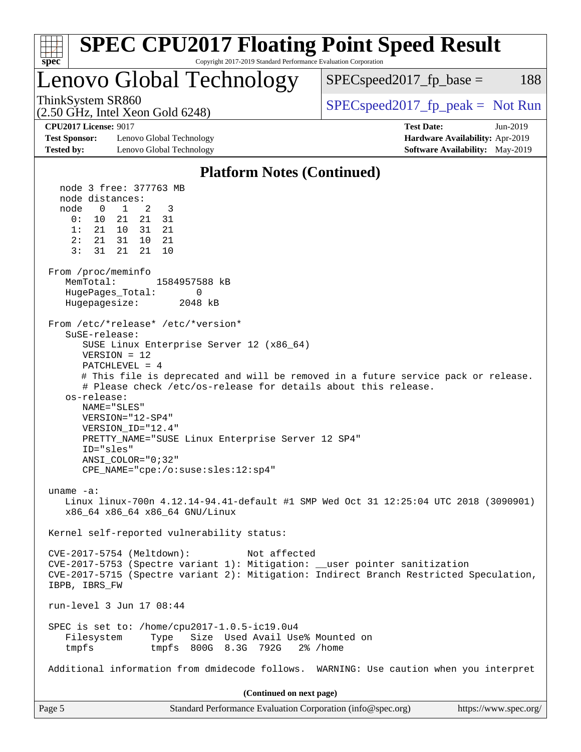## Platform Notes (Continued)

```
   node 3 free: 377763 MB
   node distances:
   node   0   1   2   3
     0:  10  21  21  31
     1:  21  10  31  21
     2:  21  31  10  21
     3:  31  21  21  10

 From /proc/meminfo
    MemTotal:       1584957588 kB
    HugePages_Total:       0
    Hugepagesize:       2048 kB

 From /etc/*release* /etc/*version*
    SuSE-release:
       SUSE Linux Enterprise Server 12 (x86_64)
       VERSION = 12
       PATCHLEVEL = 4
       # This file is deprecated and will be removed in a future service pack or release.
       # Please check /etc/os-release for details about this release.
    os-release:
       NAME="SLES"
       VERSION="12-SP4"
       VERSION_ID="12.4"
       PRETTY_NAME="SUSE Linux Enterprise Server 12 SP4"
       ID="sles"
       ANSI_COLOR="0;32"
       CPE_NAME="cpe:/o:suse:sles:12:sp4"

 uname -a:
    Linux linux-700n 4.12.14-94.41-default #1 SMP Wed Oct 31 12:25:04 UTC 2018 (3090901)
    x86_64 x86_64 x86_64 GNU/Linux

 Kernel self-reported vulnerability status:

 CVE-2017-5754 (Meltdown):          Not affected
 CVE-2017-5753 (Spectre variant 1): Mitigation: __user pointer sanitization
 CVE-2017-5715 (Spectre variant 2): Mitigation: Indirect Branch Restricted Speculation,
 IBPB, IBRS_FW

 run-level 3 Jun 17 08:44

 SPEC is set to: /home/cpu2017-1.0.5-ic19.0u4
    Filesystem     Type   Size  Used Avail Use% Mounted on
    tmpfs          tmpfs  800G  8.3G  792G   2% /home

 Additional information from dmidecode follows.  WARNING: Use caution when you interpret
```

(Continued on next page)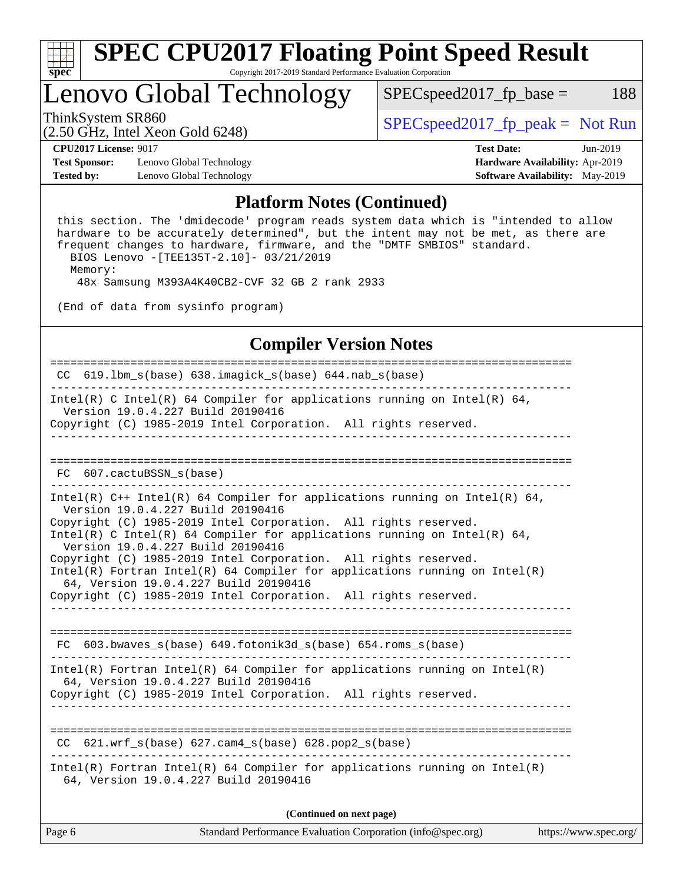# SPEC CPU2017 Floating Point Speed Result

Copyright 2017-2019 Standard Performance Evaluation Corporation

## Lenovo Global Technology

ThinkSystem SR860
(2.50 GHz, Intel Xeon Gold 6248)

SPECspeed2017_fp_base = 188

SPECspeed2017_fp_peak = Not Run

**CPU2017 License:** 9017
**Test Sponsor:** Lenovo Global Technology
**Tested by:** Lenovo Global Technology

**Test Date:** Jun-2019
**Hardware Availability:** Apr-2019
**Software Availability:** May-2019

### Platform Notes (Continued)

```
 this section. The 'dmidecode' program reads system data which is "intended to allow
 hardware to be accurately determined", but the intent may not be met, as there are
 frequent changes to hardware, firmware, and the "DMTF SMBIOS" standard.
   BIOS Lenovo -[TEE135T-2.10]- 03/21/2019
   Memory:
    48x Samsung M393A4K40CB2-CVF 32 GB 2 rank 2933

 (End of data from sysinfo program)
```

### Compiler Version Notes

```
==============================================================================
 CC  619.lbm_s(base) 638.imagick_s(base) 644.nab_s(base)
------------------------------------------------------------------------------
Intel(R) C Intel(R) 64 Compiler for applications running on Intel(R) 64,
  Version 19.0.4.227 Build 20190416
Copyright (C) 1985-2019 Intel Corporation.  All rights reserved.
------------------------------------------------------------------------------

==============================================================================
 FC  607.cactuBSSN_s(base)
------------------------------------------------------------------------------
Intel(R) C++ Intel(R) 64 Compiler for applications running on Intel(R) 64,
  Version 19.0.4.227 Build 20190416
Copyright (C) 1985-2019 Intel Corporation.  All rights reserved.
Intel(R) C Intel(R) 64 Compiler for applications running on Intel(R) 64,
  Version 19.0.4.227 Build 20190416
Copyright (C) 1985-2019 Intel Corporation.  All rights reserved.
Intel(R) Fortran Intel(R) 64 Compiler for applications running on Intel(R)
  64, Version 19.0.4.227 Build 20190416
Copyright (C) 1985-2019 Intel Corporation.  All rights reserved.
------------------------------------------------------------------------------

==============================================================================
 FC  603.bwaves_s(base) 649.fotonik3d_s(base) 654.roms_s(base)
------------------------------------------------------------------------------
Intel(R) Fortran Intel(R) 64 Compiler for applications running on Intel(R)
  64, Version 19.0.4.227 Build 20190416
Copyright (C) 1985-2019 Intel Corporation.  All rights reserved.
------------------------------------------------------------------------------

==============================================================================
 CC  621.wrf_s(base) 627.cam4_s(base) 628.pop2_s(base)
------------------------------------------------------------------------------
Intel(R) Fortran Intel(R) 64 Compiler for applications running on Intel(R)
  64, Version 19.0.4.227 Build 20190416
```

(Continued on next page)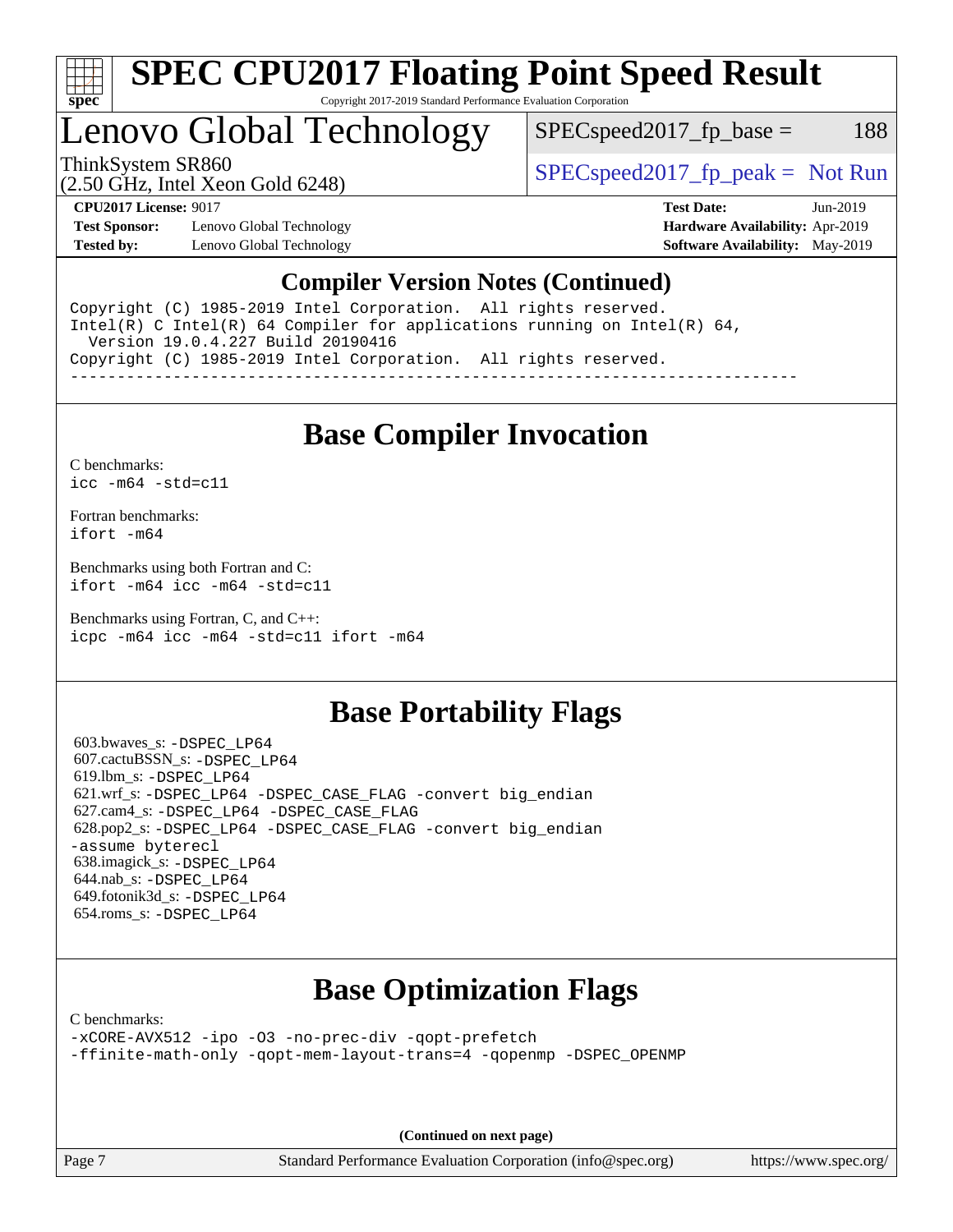# SPEC CPU2017 Floating Point Speed Result

Copyright 2017-2019 Standard Performance Evaluation Corporation

## Lenovo Global Technology

ThinkSystem SR860
(2.50 GHz, Intel Xeon Gold 6248)

SPECspeed2017_fp_base = 188

SPECspeed2017_fp_peak = Not Run

**CPU2017 License:** 9017
**Test Sponsor:** Lenovo Global Technology
**Tested by:** Lenovo Global Technology

**Test Date:** Jun-2019
**Hardware Availability:** Apr-2019
**Software Availability:** May-2019

### Compiler Version Notes (Continued)

```
Copyright (C) 1985-2019 Intel Corporation.  All rights reserved.
Intel(R) C Intel(R) 64 Compiler for applications running on Intel(R) 64,
  Version 19.0.4.227 Build 20190416
Copyright (C) 1985-2019 Intel Corporation.  All rights reserved.
------------------------------------------------------------------------------
```

## Base Compiler Invocation

C benchmarks:
`icc -m64 -std=c11`

Fortran benchmarks:
`ifort -m64`

Benchmarks using both Fortran and C:
`ifort -m64 icc -m64 -std=c11`

Benchmarks using Fortran, C, and C++:
`icpc -m64 icc -m64 -std=c11 ifort -m64`

## Base Portability Flags

603.bwaves_s: -DSPEC_LP64
607.cactuBSSN_s: -DSPEC_LP64
619.lbm_s: -DSPEC_LP64
621.wrf_s: -DSPEC_LP64 -DSPEC_CASE_FLAG -convert big_endian
627.cam4_s: -DSPEC_LP64 -DSPEC_CASE_FLAG
628.pop2_s: -DSPEC_LP64 -DSPEC_CASE_FLAG -convert big_endian -assume byterecl
638.imagick_s: -DSPEC_LP64
644.nab_s: -DSPEC_LP64
649.fotonik3d_s: -DSPEC_LP64
654.roms_s: -DSPEC_LP64

## Base Optimization Flags

C benchmarks:
`-xCORE-AVX512 -ipo -O3 -no-prec-div -qopt-prefetch -ffinite-math-only -qopt-mem-layout-trans=4 -qopenmp -DSPEC_OPENMP`

**(Continued on next page)**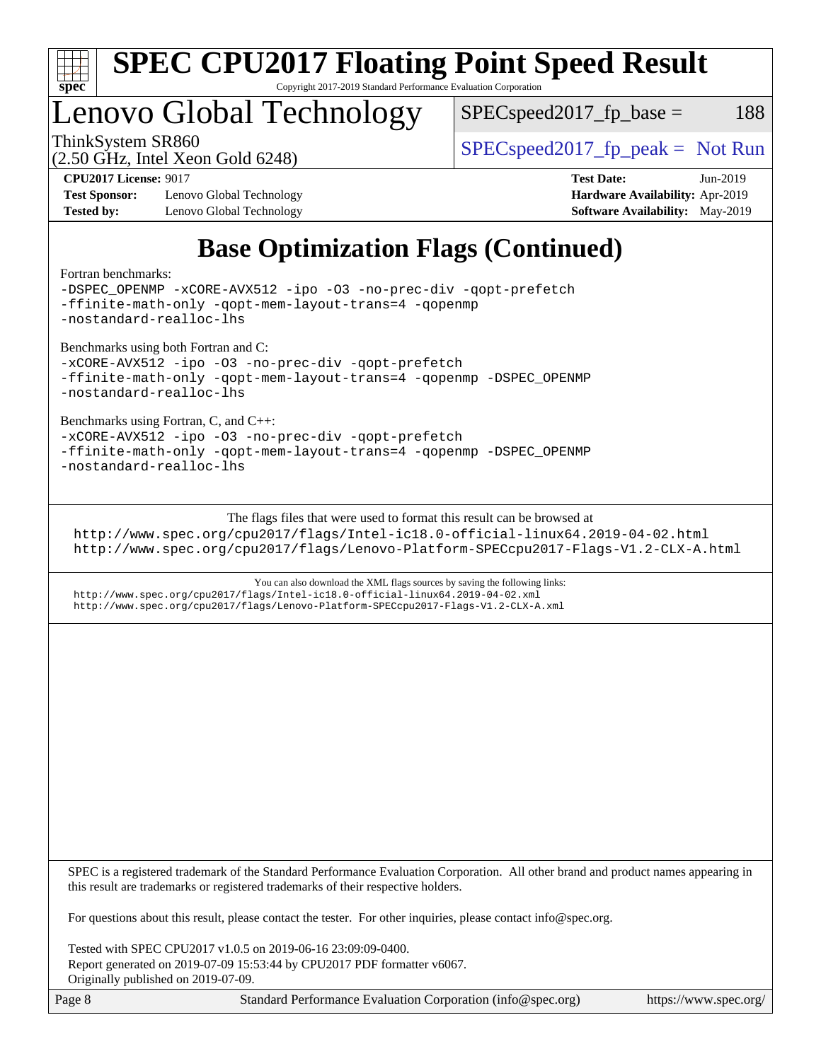# SPEC CPU2017 Floating Point Speed Result

Copyright 2017-2019 Standard Performance Evaluation Corporation

## Lenovo Global Technology

ThinkSystem SR860
(2.50 GHz, Intel Xeon Gold 6248)

SPECspeed2017_fp_base = 188

SPECspeed2017_fp_peak = Not Run

**CPU2017 License:** 9017
**Test Sponsor:** Lenovo Global Technology
**Tested by:** Lenovo Global Technology

**Test Date:** Jun-2019
**Hardware Availability:** Apr-2019
**Software Availability:** May-2019

## Base Optimization Flags (Continued)

Fortran benchmarks:

```
-DSPEC_OPENMP -xCORE-AVX512 -ipo -O3 -no-prec-div -qopt-prefetch
-ffinite-math-only -qopt-mem-layout-trans=4 -qopenmp
-nostandard-realloc-lhs
```

Benchmarks using both Fortran and C:

```
-xCORE-AVX512 -ipo -O3 -no-prec-div -qopt-prefetch
-ffinite-math-only -qopt-mem-layout-trans=4 -qopenmp -DSPEC_OPENMP
-nostandard-realloc-lhs
```

Benchmarks using Fortran, C, and C++:

```
-xCORE-AVX512 -ipo -O3 -no-prec-div -qopt-prefetch
-ffinite-math-only -qopt-mem-layout-trans=4 -qopenmp -DSPEC_OPENMP
-nostandard-realloc-lhs
```

The flags files that were used to format this result can be browsed at
http://www.spec.org/cpu2017/flags/Intel-ic18.0-official-linux64.2019-04-02.html
http://www.spec.org/cpu2017/flags/Lenovo-Platform-SPECcpu2017-Flags-V1.2-CLX-A.html

You can also download the XML flags sources by saving the following links:
http://www.spec.org/cpu2017/flags/Intel-ic18.0-official-linux64.2019-04-02.xml
http://www.spec.org/cpu2017/flags/Lenovo-Platform-SPECcpu2017-Flags-V1.2-CLX-A.xml

SPEC is a registered trademark of the Standard Performance Evaluation Corporation. All other brand and product names appearing in this result are trademarks or registered trademarks of their respective holders.

For questions about this result, please contact the tester. For other inquiries, please contact info@spec.org.

Tested with SPEC CPU2017 v1.0.5 on 2019-06-16 23:09:09-0400.
Report generated on 2019-07-09 15:53:44 by CPU2017 PDF formatter v6067.
Originally published on 2019-07-09.